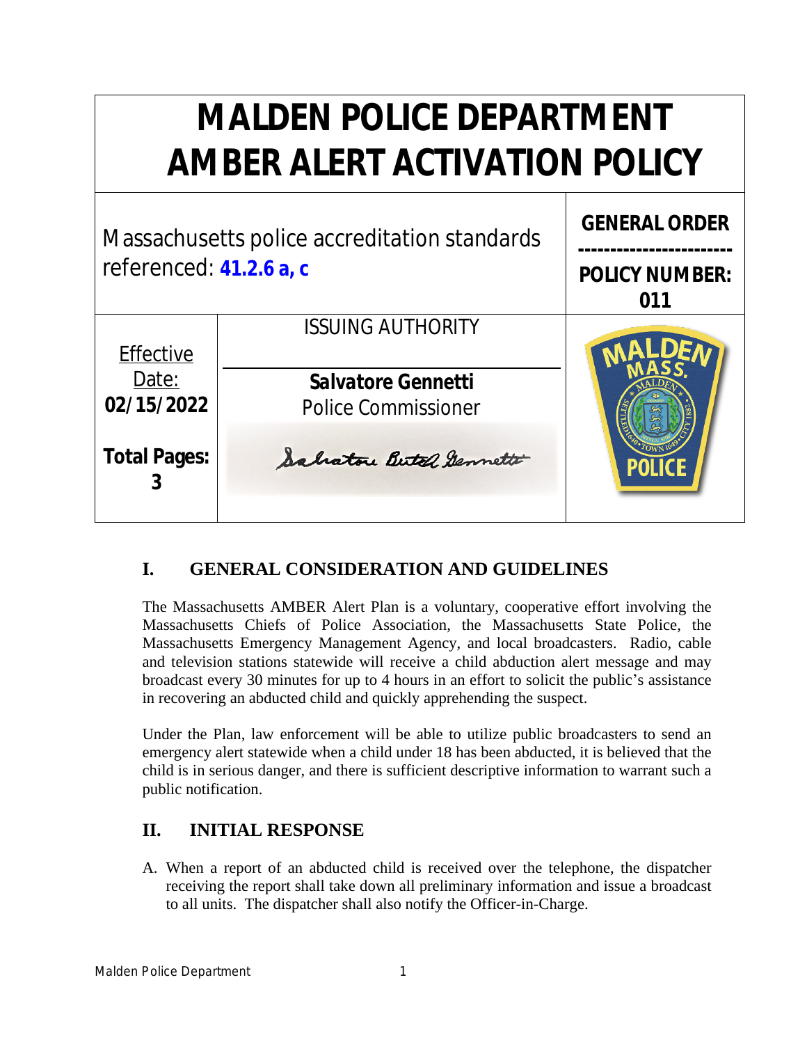# MALDEN POLICE DEPARTMENT
# AMBER ALERT ACTIVATION POLICY

| Massachusetts police accreditation standards referenced: **41.2.6 a, c** | | **GENERAL ORDER** ----------------------- **POLICY NUMBER: 011** |
|---|---|---|
| Effective Date: **02/15/2022** **Total Pages: 3** | ISSUING AUTHORITY **Salvatore Gennetti** Police Commissioner | |

## I. GENERAL CONSIDERATION AND GUIDELINES

The Massachusetts AMBER Alert Plan is a voluntary, cooperative effort involving the Massachusetts Chiefs of Police Association, the Massachusetts State Police, the Massachusetts Emergency Management Agency, and local broadcasters. Radio, cable and television stations statewide will receive a child abduction alert message and may broadcast every 30 minutes for up to 4 hours in an effort to solicit the public's assistance in recovering an abducted child and quickly apprehending the suspect.

Under the Plan, law enforcement will be able to utilize public broadcasters to send an emergency alert statewide when a child under 18 has been abducted, it is believed that the child is in serious danger, and there is sufficient descriptive information to warrant such a public notification.

## II. INITIAL RESPONSE

A. When a report of an abducted child is received over the telephone, the dispatcher receiving the report shall take down all preliminary information and issue a broadcast to all units. The dispatcher shall also notify the Officer-in-Charge.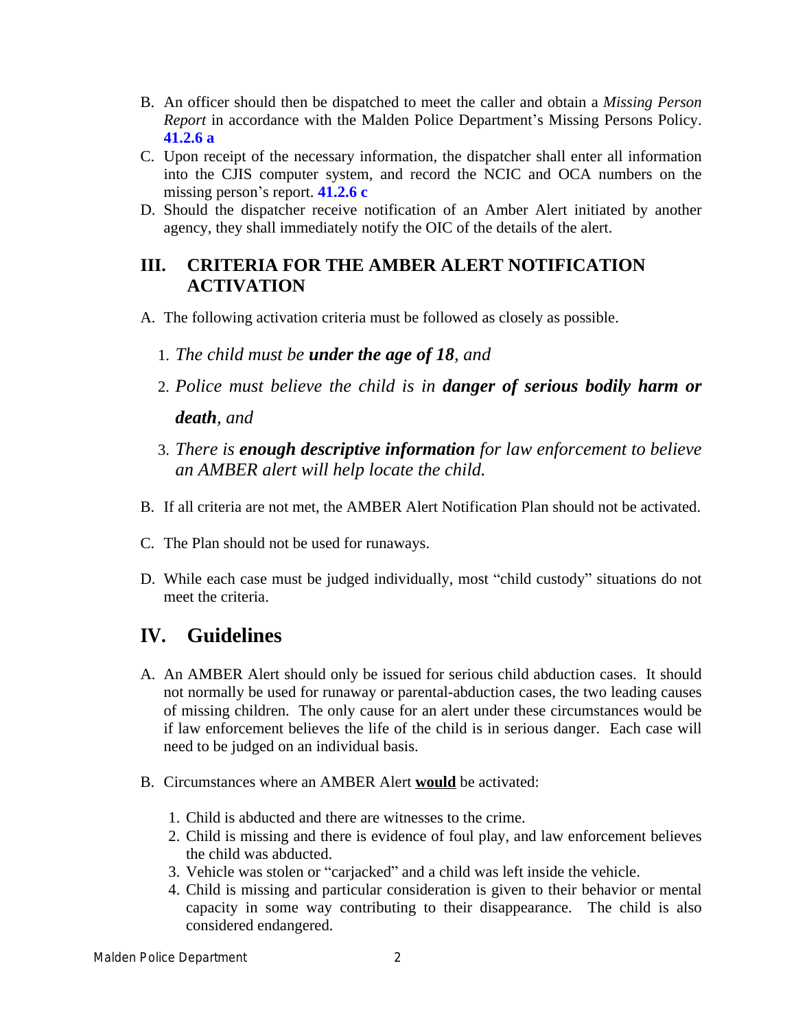B. An officer should then be dispatched to meet the caller and obtain a *Missing Person Report* in accordance with the Malden Police Department's Missing Persons Policy. **41.2.6 a**

C. Upon receipt of the necessary information, the dispatcher shall enter all information into the CJIS computer system, and record the NCIC and OCA numbers on the missing person's report. **41.2.6 c**

D. Should the dispatcher receive notification of an Amber Alert initiated by another agency, they shall immediately notify the OIC of the details of the alert.

## III. CRITERIA FOR THE AMBER ALERT NOTIFICATION ACTIVATION

A. The following activation criteria must be followed as closely as possible.

1. *The child must be **under the age of 18**, and*
2. *Police must believe the child is in **danger of serious bodily harm or death**, and*
3. *There is **enough descriptive information** for law enforcement to believe an AMBER alert will help locate the child.*

B. If all criteria are not met, the AMBER Alert Notification Plan should not be activated.

C. The Plan should not be used for runaways.

D. While each case must be judged individually, most "child custody" situations do not meet the criteria.

## IV. Guidelines

A. An AMBER Alert should only be issued for serious child abduction cases. It should not normally be used for runaway or parental-abduction cases, the two leading causes of missing children. The only cause for an alert under these circumstances would be if law enforcement believes the life of the child is in serious danger. Each case will need to be judged on an individual basis.

B. Circumstances where an AMBER Alert **<u>would</u>** be activated:

1. Child is abducted and there are witnesses to the crime.
2. Child is missing and there is evidence of foul play, and law enforcement believes the child was abducted.
3. Vehicle was stolen or "carjacked" and a child was left inside the vehicle.
4. Child is missing and particular consideration is given to their behavior or mental capacity in some way contributing to their disappearance. The child is also considered endangered.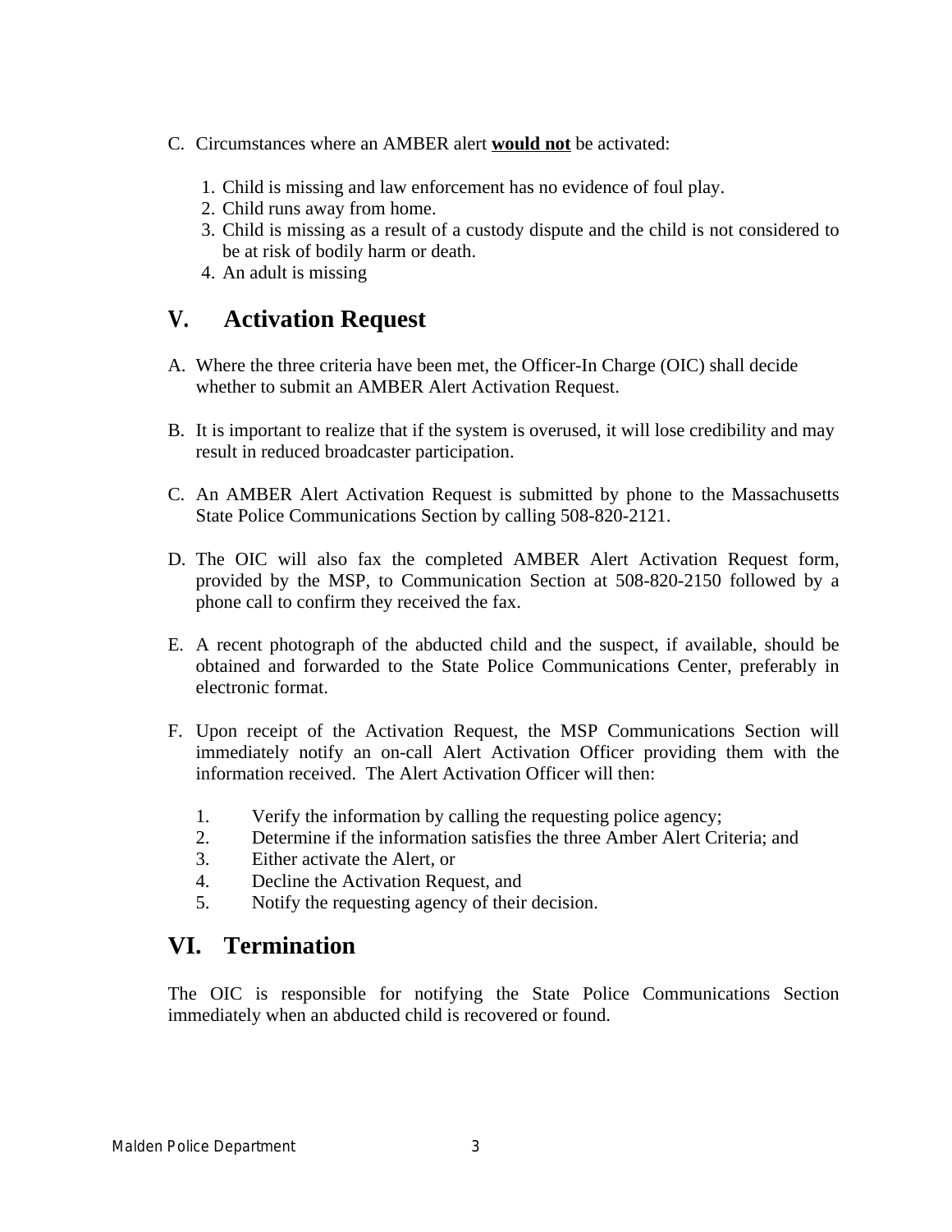C. Circumstances where an AMBER alert **would not** be activated:

1. Child is missing and law enforcement has no evidence of foul play.
2. Child runs away from home.
3. Child is missing as a result of a custody dispute and the child is not considered to be at risk of bodily harm or death.
4. An adult is missing

## V. Activation Request

A. Where the three criteria have been met, the Officer-In Charge (OIC) shall decide whether to submit an AMBER Alert Activation Request.

B. It is important to realize that if the system is overused, it will lose credibility and may result in reduced broadcaster participation.

C. An AMBER Alert Activation Request is submitted by phone to the Massachusetts State Police Communications Section by calling 508-820-2121.

D. The OIC will also fax the completed AMBER Alert Activation Request form, provided by the MSP, to Communication Section at 508-820-2150 followed by a phone call to confirm they received the fax.

E. A recent photograph of the abducted child and the suspect, if available, should be obtained and forwarded to the State Police Communications Center, preferably in electronic format.

F. Upon receipt of the Activation Request, the MSP Communications Section will immediately notify an on-call Alert Activation Officer providing them with the information received. The Alert Activation Officer will then:

1. Verify the information by calling the requesting police agency;
2. Determine if the information satisfies the three Amber Alert Criteria; and
3. Either activate the Alert, or
4. Decline the Activation Request, and
5. Notify the requesting agency of their decision.

## VI. Termination

The OIC is responsible for notifying the State Police Communications Section immediately when an abducted child is recovered or found.